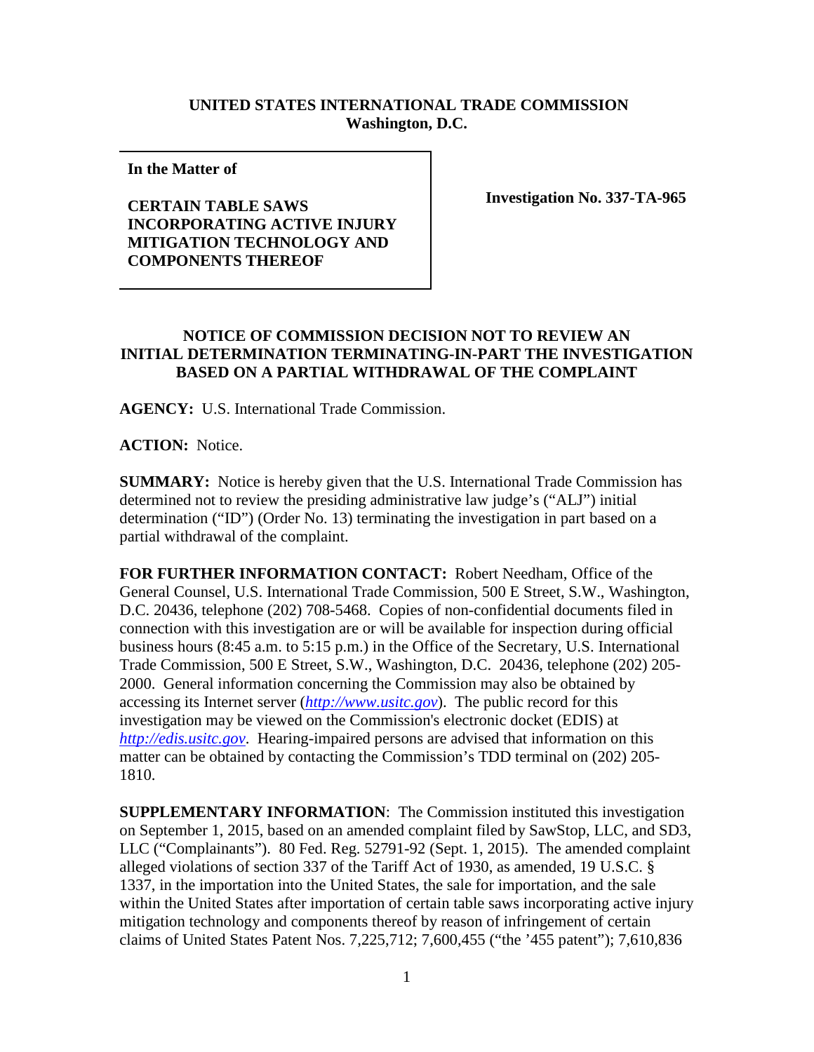**UNITED STATES INTERNATIONAL TRADE COMMISSION**
**Washington, D.C.**

| In the Matter of<br><br>**CERTAIN TABLE SAWS INCORPORATING ACTIVE INJURY MITIGATION TECHNOLOGY AND COMPONENTS THEREOF** | **Investigation No. 337-TA-965** |
|---|---|

**NOTICE OF COMMISSION DECISION NOT TO REVIEW AN INITIAL DETERMINATION TERMINATING-IN-PART THE INVESTIGATION BASED ON A PARTIAL WITHDRAWAL OF THE COMPLAINT**

**AGENCY:** U.S. International Trade Commission.

**ACTION:** Notice.

**SUMMARY:** Notice is hereby given that the U.S. International Trade Commission has determined not to review the presiding administrative law judge's ("ALJ") initial determination ("ID") (Order No. 13) terminating the investigation in part based on a partial withdrawal of the complaint.

**FOR FURTHER INFORMATION CONTACT:** Robert Needham, Office of the General Counsel, U.S. International Trade Commission, 500 E Street, S.W., Washington, D.C. 20436, telephone (202) 708-5468. Copies of non-confidential documents filed in connection with this investigation are or will be available for inspection during official business hours (8:45 a.m. to 5:15 p.m.) in the Office of the Secretary, U.S. International Trade Commission, 500 E Street, S.W., Washington, D.C. 20436, telephone (202) 205-2000. General information concerning the Commission may also be obtained by accessing its Internet server (*http://www.usitc.gov*). The public record for this investigation may be viewed on the Commission's electronic docket (EDIS) at *http://edis.usitc.gov*. Hearing-impaired persons are advised that information on this matter can be obtained by contacting the Commission's TDD terminal on (202) 205-1810.

**SUPPLEMENTARY INFORMATION**: The Commission instituted this investigation on September 1, 2015, based on an amended complaint filed by SawStop, LLC, and SD3, LLC ("Complainants"). 80 Fed. Reg. 52791-92 (Sept. 1, 2015). The amended complaint alleged violations of section 337 of the Tariff Act of 1930, as amended, 19 U.S.C. § 1337, in the importation into the United States, the sale for importation, and the sale within the United States after importation of certain table saws incorporating active injury mitigation technology and components thereof by reason of infringement of certain claims of United States Patent Nos. 7,225,712; 7,600,455 ("the '455 patent"); 7,610,836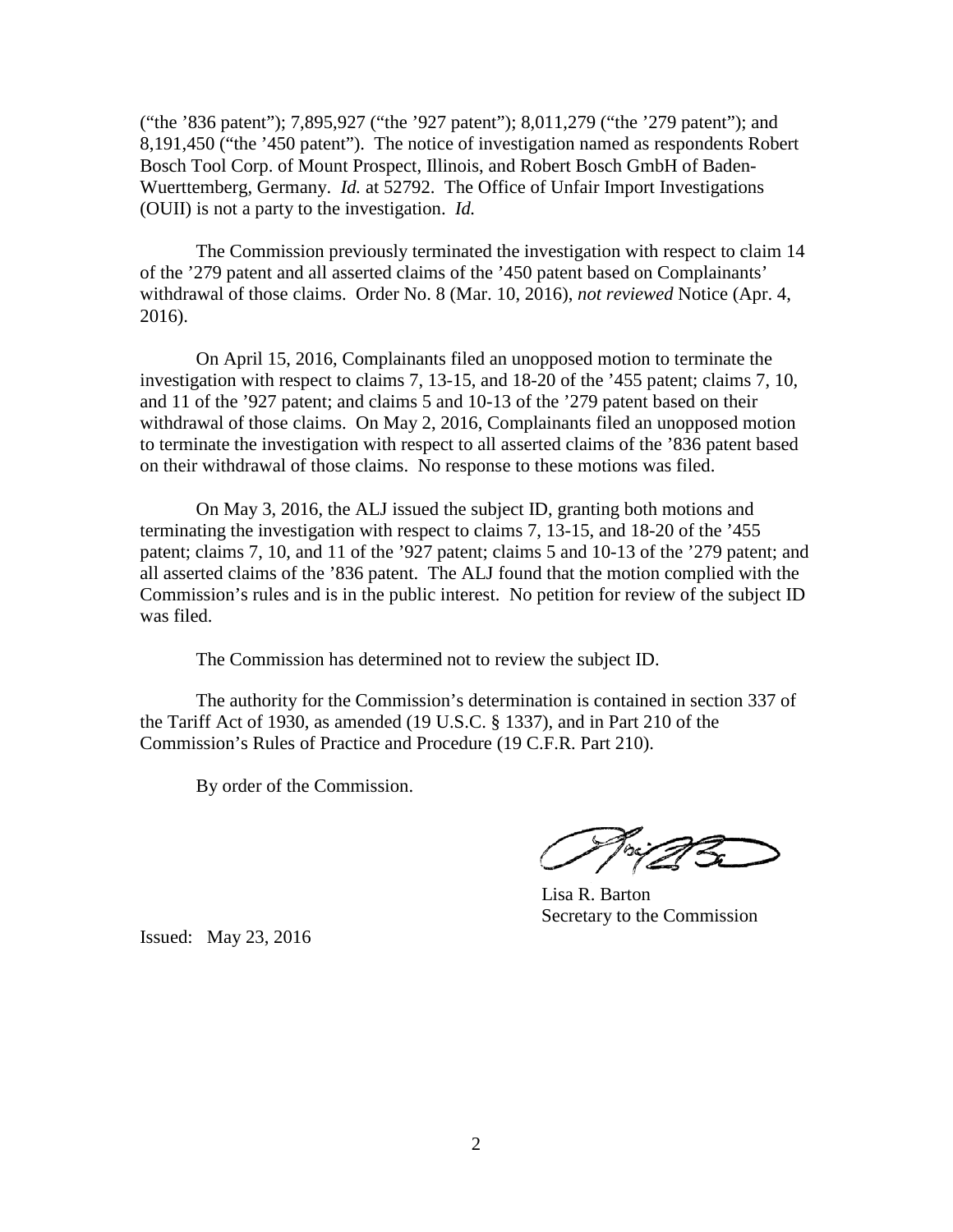("the '836 patent"); 7,895,927 ("the '927 patent"); 8,011,279 ("the '279 patent"); and 8,191,450 ("the '450 patent"). The notice of investigation named as respondents Robert Bosch Tool Corp. of Mount Prospect, Illinois, and Robert Bosch GmbH of Baden-Wuerttemberg, Germany. *Id.* at 52792. The Office of Unfair Import Investigations (OUII) is not a party to the investigation. *Id.*

The Commission previously terminated the investigation with respect to claim 14 of the '279 patent and all asserted claims of the '450 patent based on Complainants' withdrawal of those claims. Order No. 8 (Mar. 10, 2016), *not reviewed* Notice (Apr. 4, 2016).

On April 15, 2016, Complainants filed an unopposed motion to terminate the investigation with respect to claims 7, 13-15, and 18-20 of the '455 patent; claims 7, 10, and 11 of the '927 patent; and claims 5 and 10-13 of the '279 patent based on their withdrawal of those claims. On May 2, 2016, Complainants filed an unopposed motion to terminate the investigation with respect to all asserted claims of the '836 patent based on their withdrawal of those claims. No response to these motions was filed.

On May 3, 2016, the ALJ issued the subject ID, granting both motions and terminating the investigation with respect to claims 7, 13-15, and 18-20 of the '455 patent; claims 7, 10, and 11 of the '927 patent; claims 5 and 10-13 of the '279 patent; and all asserted claims of the '836 patent. The ALJ found that the motion complied with the Commission's rules and is in the public interest. No petition for review of the subject ID was filed.

The Commission has determined not to review the subject ID.

The authority for the Commission's determination is contained in section 337 of the Tariff Act of 1930, as amended (19 U.S.C. § 1337), and in Part 210 of the Commission's Rules of Practice and Procedure (19 C.F.R. Part 210).

By order of the Commission.

Lisa R. Barton
Secretary to the Commission

Issued: May 23, 2016